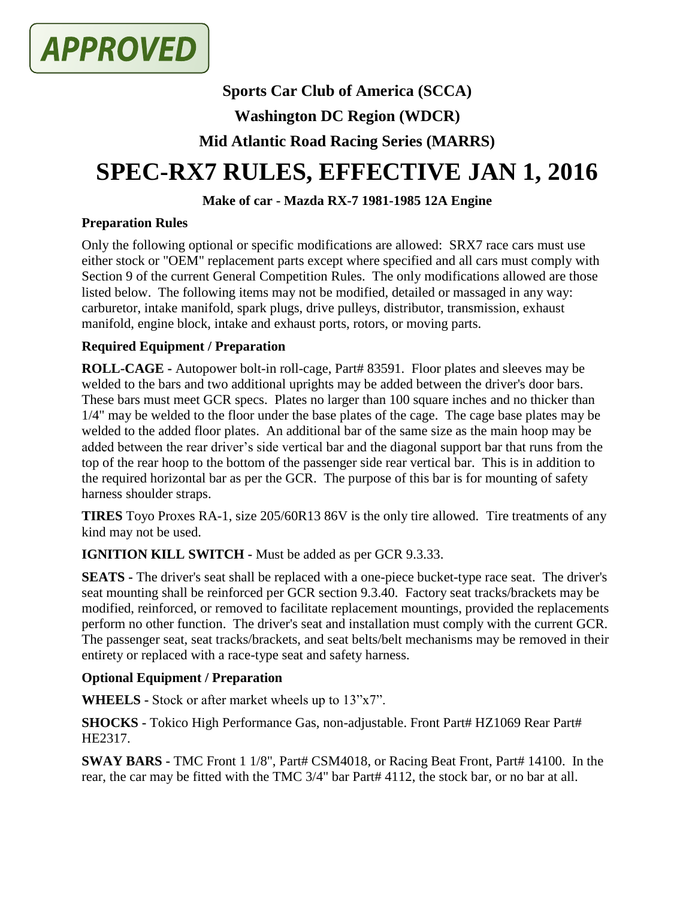**APPROVED**

**Sports Car Club of America (SCCA)**

**Washington DC Region (WDCR)**

**Mid Atlantic Road Racing Series (MARRS)**

# SPEC-RX7 RULES, EFFECTIVE JAN 1, 2016

**Make of car - Mazda RX-7 1981-1985 12A Engine**

### Preparation Rules

Only the following optional or specific modifications are allowed: SRX7 race cars must use either stock or "OEM" replacement parts except where specified and all cars must comply with Section 9 of the current General Competition Rules. The only modifications allowed are those listed below. The following items may not be modified, detailed or massaged in any way: carburetor, intake manifold, spark plugs, drive pulleys, distributor, transmission, exhaust manifold, engine block, intake and exhaust ports, rotors, or moving parts.

### Required Equipment / Preparation

**ROLL-CAGE -** Autopower bolt-in roll-cage, Part# 83591. Floor plates and sleeves may be welded to the bars and two additional uprights may be added between the driver's door bars. These bars must meet GCR specs. Plates no larger than 100 square inches and no thicker than 1/4" may be welded to the floor under the base plates of the cage. The cage base plates may be welded to the added floor plates. An additional bar of the same size as the main hoop may be added between the rear driver's side vertical bar and the diagonal support bar that runs from the top of the rear hoop to the bottom of the passenger side rear vertical bar. This is in addition to the required horizontal bar as per the GCR. The purpose of this bar is for mounting of safety harness shoulder straps.

**TIRES** Toyo Proxes RA-1, size 205/60R13 86V is the only tire allowed. Tire treatments of any kind may not be used.

**IGNITION KILL SWITCH -** Must be added as per GCR 9.3.33.

**SEATS -** The driver's seat shall be replaced with a one-piece bucket-type race seat. The driver's seat mounting shall be reinforced per GCR section 9.3.40. Factory seat tracks/brackets may be modified, reinforced, or removed to facilitate replacement mountings, provided the replacements perform no other function. The driver's seat and installation must comply with the current GCR. The passenger seat, seat tracks/brackets, and seat belts/belt mechanisms may be removed in their entirety or replaced with a race-type seat and safety harness.

### Optional Equipment / Preparation

**WHEELS -** Stock or after market wheels up to 13"x7".

**SHOCKS -** Tokico High Performance Gas, non-adjustable. Front Part# HZ1069 Rear Part# HE2317.

**SWAY BARS -** TMC Front 1 1/8", Part# CSM4018, or Racing Beat Front, Part# 14100. In the rear, the car may be fitted with the TMC 3/4" bar Part# 4112, the stock bar, or no bar at all.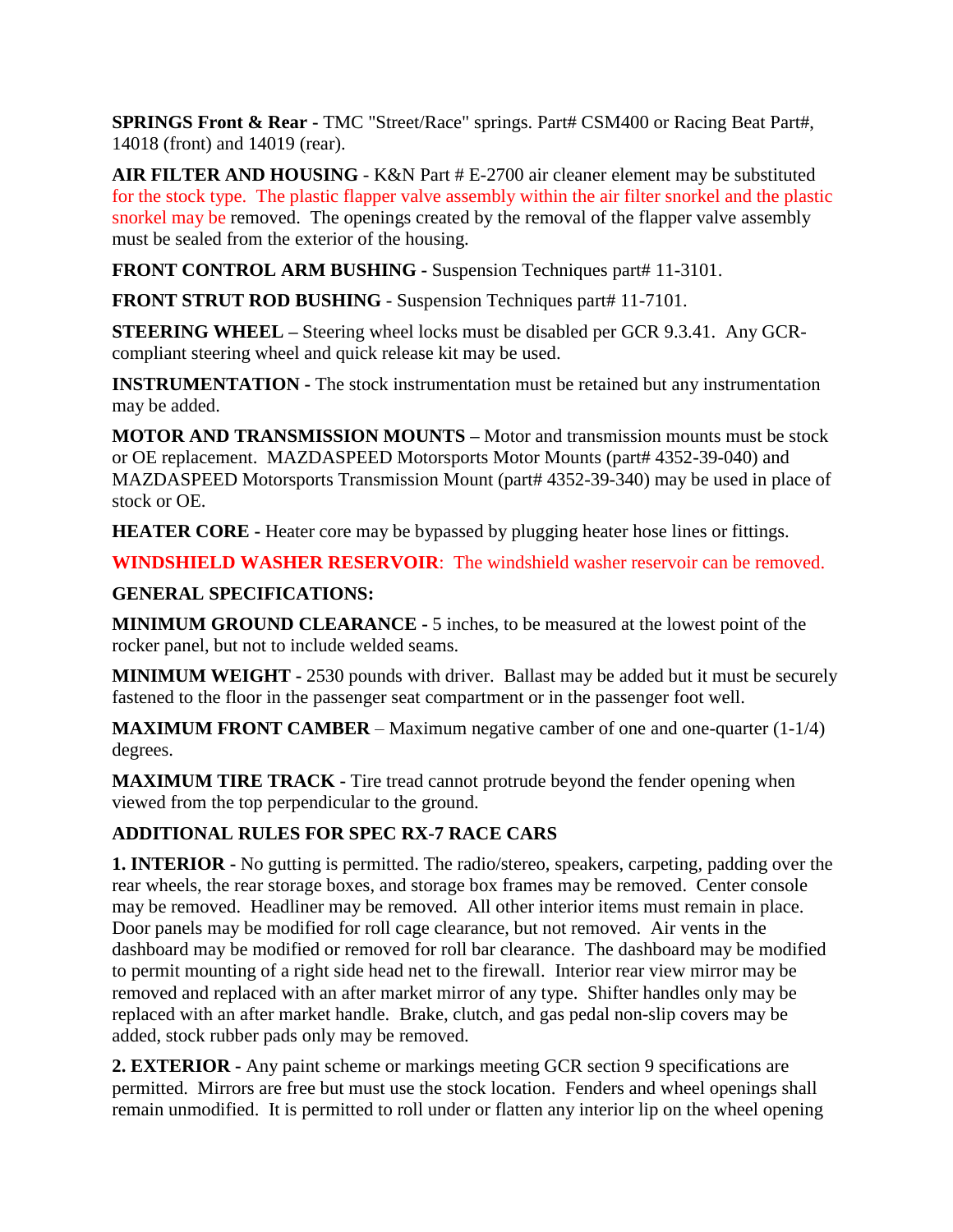**SPRINGS Front & Rear -** TMC "Street/Race" springs. Part# CSM400 or Racing Beat Part#, 14018 (front) and 14019 (rear).

**AIR FILTER AND HOUSING** - K&N Part # E-2700 air cleaner element may be substituted for the stock type. The plastic flapper valve assembly within the air filter snorkel and the plastic snorkel may be removed. The openings created by the removal of the flapper valve assembly must be sealed from the exterior of the housing.

**FRONT CONTROL ARM BUSHING -** Suspension Techniques part# 11-3101.

**FRONT STRUT ROD BUSHING** - Suspension Techniques part# 11-7101.

**STEERING WHEEL –** Steering wheel locks must be disabled per GCR 9.3.41. Any GCR-compliant steering wheel and quick release kit may be used.

**INSTRUMENTATION -** The stock instrumentation must be retained but any instrumentation may be added.

**MOTOR AND TRANSMISSION MOUNTS –** Motor and transmission mounts must be stock or OE replacement. MAZDASPEED Motorsports Motor Mounts (part# 4352-39-040) and MAZDASPEED Motorsports Transmission Mount (part# 4352-39-340) may be used in place of stock or OE.

**HEATER CORE -** Heater core may be bypassed by plugging heater hose lines or fittings.

**WINDSHIELD WASHER RESERVOIR**: The windshield washer reservoir can be removed.

**GENERAL SPECIFICATIONS:**

**MINIMUM GROUND CLEARANCE -** 5 inches, to be measured at the lowest point of the rocker panel, but not to include welded seams.

**MINIMUM WEIGHT -** 2530 pounds with driver. Ballast may be added but it must be securely fastened to the floor in the passenger seat compartment or in the passenger foot well.

**MAXIMUM FRONT CAMBER** – Maximum negative camber of one and one-quarter (1-1/4) degrees.

**MAXIMUM TIRE TRACK -** Tire tread cannot protrude beyond the fender opening when viewed from the top perpendicular to the ground.

**ADDITIONAL RULES FOR SPEC RX-7 RACE CARS**

**1. INTERIOR -** No gutting is permitted. The radio/stereo, speakers, carpeting, padding over the rear wheels, the rear storage boxes, and storage box frames may be removed. Center console may be removed. Headliner may be removed. All other interior items must remain in place. Door panels may be modified for roll cage clearance, but not removed. Air vents in the dashboard may be modified or removed for roll bar clearance. The dashboard may be modified to permit mounting of a right side head net to the firewall. Interior rear view mirror may be removed and replaced with an after market mirror of any type. Shifter handles only may be replaced with an after market handle. Brake, clutch, and gas pedal non-slip covers may be added, stock rubber pads only may be removed.

**2. EXTERIOR -** Any paint scheme or markings meeting GCR section 9 specifications are permitted. Mirrors are free but must use the stock location. Fenders and wheel openings shall remain unmodified. It is permitted to roll under or flatten any interior lip on the wheel opening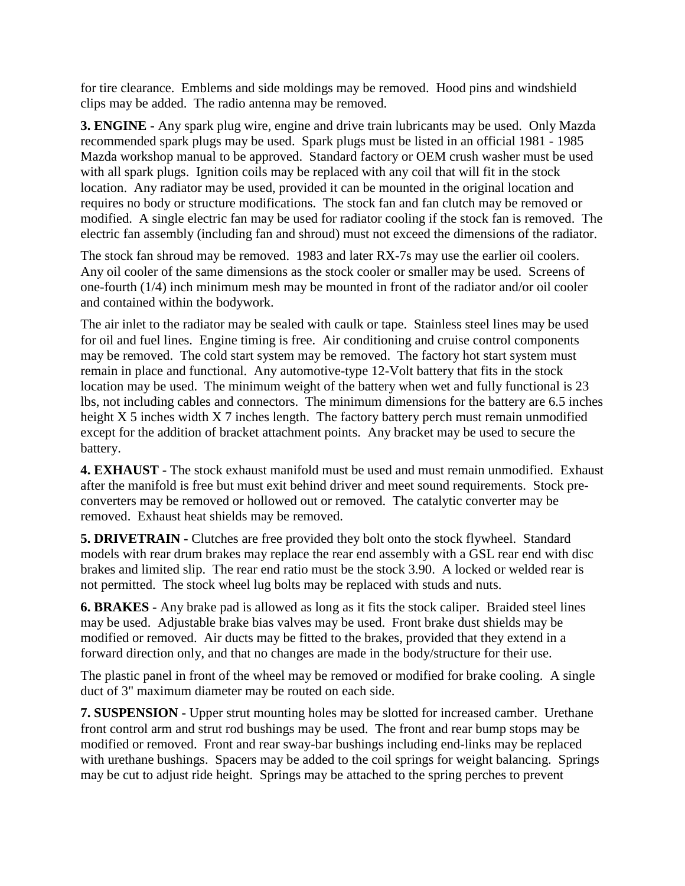for tire clearance. Emblems and side moldings may be removed. Hood pins and windshield clips may be added. The radio antenna may be removed.

**3. ENGINE -** Any spark plug wire, engine and drive train lubricants may be used. Only Mazda recommended spark plugs may be used. Spark plugs must be listed in an official 1981 - 1985 Mazda workshop manual to be approved. Standard factory or OEM crush washer must be used with all spark plugs. Ignition coils may be replaced with any coil that will fit in the stock location. Any radiator may be used, provided it can be mounted in the original location and requires no body or structure modifications. The stock fan and fan clutch may be removed or modified. A single electric fan may be used for radiator cooling if the stock fan is removed. The electric fan assembly (including fan and shroud) must not exceed the dimensions of the radiator.

The stock fan shroud may be removed. 1983 and later RX-7s may use the earlier oil coolers. Any oil cooler of the same dimensions as the stock cooler or smaller may be used. Screens of one-fourth (1/4) inch minimum mesh may be mounted in front of the radiator and/or oil cooler and contained within the bodywork.

The air inlet to the radiator may be sealed with caulk or tape. Stainless steel lines may be used for oil and fuel lines. Engine timing is free. Air conditioning and cruise control components may be removed. The cold start system may be removed. The factory hot start system must remain in place and functional. Any automotive-type 12-Volt battery that fits in the stock location may be used. The minimum weight of the battery when wet and fully functional is 23 lbs, not including cables and connectors. The minimum dimensions for the battery are 6.5 inches height X 5 inches width X 7 inches length. The factory battery perch must remain unmodified except for the addition of bracket attachment points. Any bracket may be used to secure the battery.

**4. EXHAUST -** The stock exhaust manifold must be used and must remain unmodified. Exhaust after the manifold is free but must exit behind driver and meet sound requirements. Stock pre-converters may be removed or hollowed out or removed. The catalytic converter may be removed. Exhaust heat shields may be removed.

**5. DRIVETRAIN -** Clutches are free provided they bolt onto the stock flywheel. Standard models with rear drum brakes may replace the rear end assembly with a GSL rear end with disc brakes and limited slip. The rear end ratio must be the stock 3.90. A locked or welded rear is not permitted. The stock wheel lug bolts may be replaced with studs and nuts.

**6. BRAKES -** Any brake pad is allowed as long as it fits the stock caliper. Braided steel lines may be used. Adjustable brake bias valves may be used. Front brake dust shields may be modified or removed. Air ducts may be fitted to the brakes, provided that they extend in a forward direction only, and that no changes are made in the body/structure for their use.

The plastic panel in front of the wheel may be removed or modified for brake cooling. A single duct of 3" maximum diameter may be routed on each side.

**7. SUSPENSION -** Upper strut mounting holes may be slotted for increased camber. Urethane front control arm and strut rod bushings may be used. The front and rear bump stops may be modified or removed. Front and rear sway-bar bushings including end-links may be replaced with urethane bushings. Spacers may be added to the coil springs for weight balancing. Springs may be cut to adjust ride height. Springs may be attached to the spring perches to prevent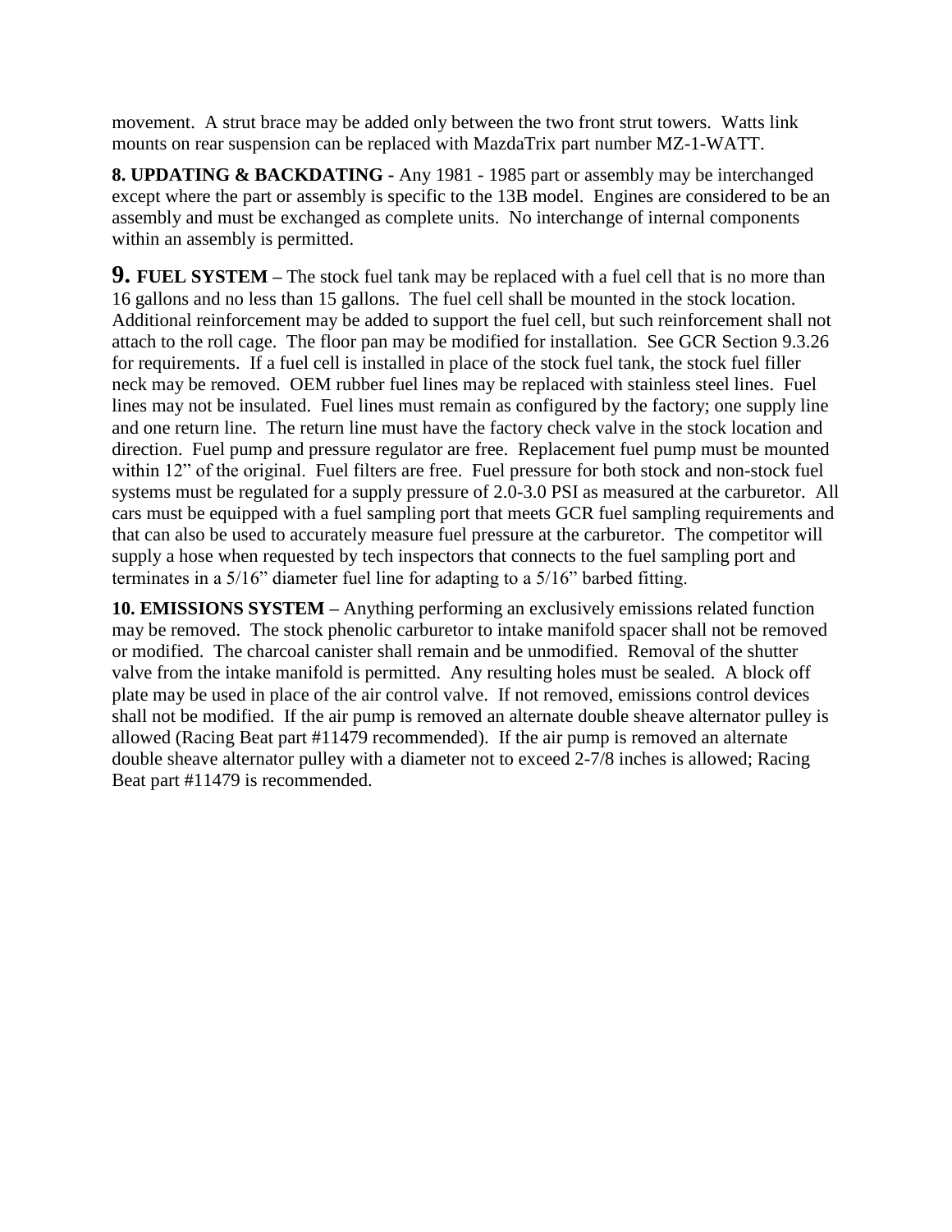movement. A strut brace may be added only between the two front strut towers. Watts link mounts on rear suspension can be replaced with MazdaTrix part number MZ-1-WATT.

**8. UPDATING & BACKDATING -** Any 1981 - 1985 part or assembly may be interchanged except where the part or assembly is specific to the 13B model. Engines are considered to be an assembly and must be exchanged as complete units. No interchange of internal components within an assembly is permitted.

**9. FUEL SYSTEM –** The stock fuel tank may be replaced with a fuel cell that is no more than 16 gallons and no less than 15 gallons. The fuel cell shall be mounted in the stock location. Additional reinforcement may be added to support the fuel cell, but such reinforcement shall not attach to the roll cage. The floor pan may be modified for installation. See GCR Section 9.3.26 for requirements. If a fuel cell is installed in place of the stock fuel tank, the stock fuel filler neck may be removed. OEM rubber fuel lines may be replaced with stainless steel lines. Fuel lines may not be insulated. Fuel lines must remain as configured by the factory; one supply line and one return line. The return line must have the factory check valve in the stock location and direction. Fuel pump and pressure regulator are free. Replacement fuel pump must be mounted within 12" of the original. Fuel filters are free. Fuel pressure for both stock and non-stock fuel systems must be regulated for a supply pressure of 2.0-3.0 PSI as measured at the carburetor. All cars must be equipped with a fuel sampling port that meets GCR fuel sampling requirements and that can also be used to accurately measure fuel pressure at the carburetor. The competitor will supply a hose when requested by tech inspectors that connects to the fuel sampling port and terminates in a 5/16" diameter fuel line for adapting to a 5/16" barbed fitting.

**10. EMISSIONS SYSTEM –** Anything performing an exclusively emissions related function may be removed. The stock phenolic carburetor to intake manifold spacer shall not be removed or modified. The charcoal canister shall remain and be unmodified. Removal of the shutter valve from the intake manifold is permitted. Any resulting holes must be sealed. A block off plate may be used in place of the air control valve. If not removed, emissions control devices shall not be modified. If the air pump is removed an alternate double sheave alternator pulley is allowed (Racing Beat part #11479 recommended). If the air pump is removed an alternate double sheave alternator pulley with a diameter not to exceed 2-7/8 inches is allowed; Racing Beat part #11479 is recommended.